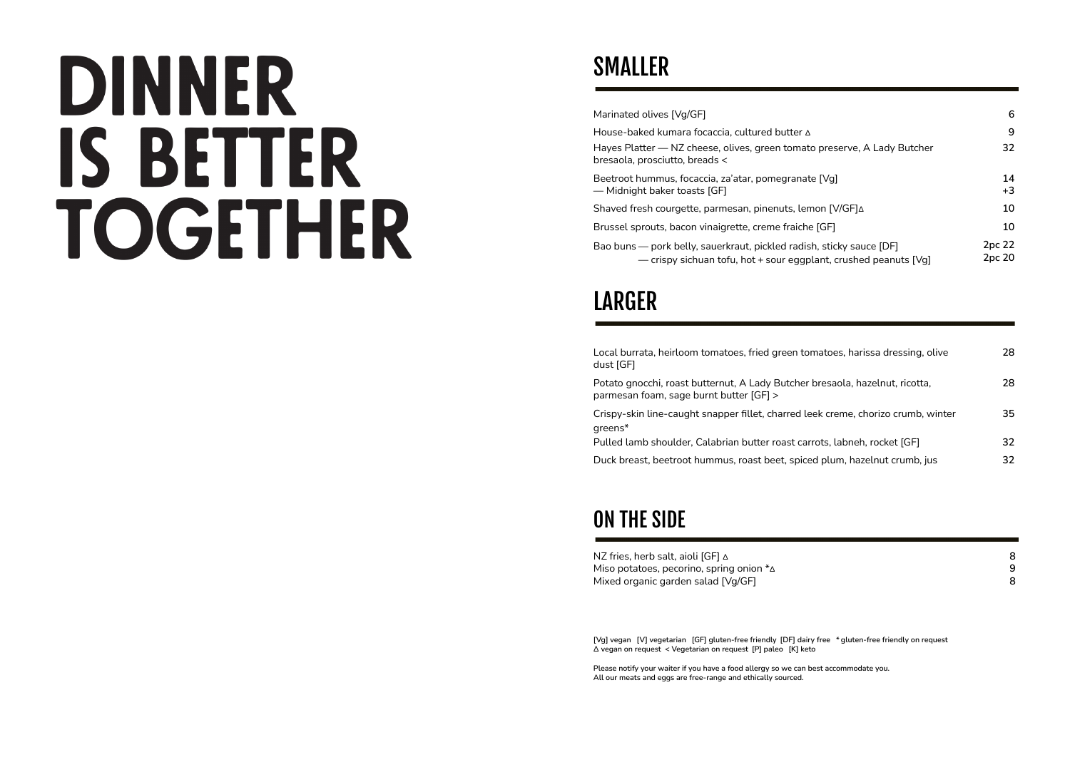# DINNER IS BETTER TOGETHER

## SMALLER

| Item | Price |
|---|---|
| Marinated olives [Vg/GF] | 6 |
| House-baked kumara focaccia, cultured butter ∆ | 9 |
| Hayes Platter — NZ cheese, olives, green tomato preserve, A Lady Butcher bresaola, prosciutto, breads < | 32 |
| Beetroot hummus, focaccia, za'atar, pomegranate [Vg] — Midnight baker toasts [GF] | 14 +3 |
| Shaved fresh courgette, parmesan, pinenuts, lemon [V/GF]∆ | 10 |
| Brussel sprouts, bacon vinaigrette, creme fraiche [GF] | 10 |
| Bao buns — pork belly, sauerkraut, pickled radish, sticky sauce [DF] | 2pc 22 |
| — crispy sichuan tofu, hot + sour eggplant, crushed peanuts [Vg] | 2pc 20 |

## LARGER

| Item | Price |
|---|---|
| Local burrata, heirloom tomatoes, fried green tomatoes, harissa dressing, olive dust [GF] | 28 |
| Potato gnocchi, roast butternut, A Lady Butcher bresaola, hazelnut, ricotta, parmesan foam, sage burnt butter [GF] > | 28 |
| Crispy-skin line-caught snapper fillet, charred leek creme, chorizo crumb, winter greens* | 35 |
| Pulled lamb shoulder, Calabrian butter roast carrots, labneh, rocket [GF] | 32 |
| Duck breast, beetroot hummus, roast beet, spiced plum, hazelnut crumb, jus | 32 |

## ON THE SIDE

| Item | Price |
|---|---|
| NZ fries, herb salt, aioli [GF] ∆ | 8 |
| Miso potatoes, pecorino, spring onion *∆ | 9 |
| Mixed organic garden salad [Vg/GF] | 8 |

[Vg] vegan [V] vegetarian [GF] gluten-free friendly [DF] dairy free * gluten-free friendly on request
∆ vegan on request < Vegetarian on request [P] paleo [K] keto

Please notify your waiter if you have a food allergy so we can best accommodate you.
All our meats and eggs are free-range and ethically sourced.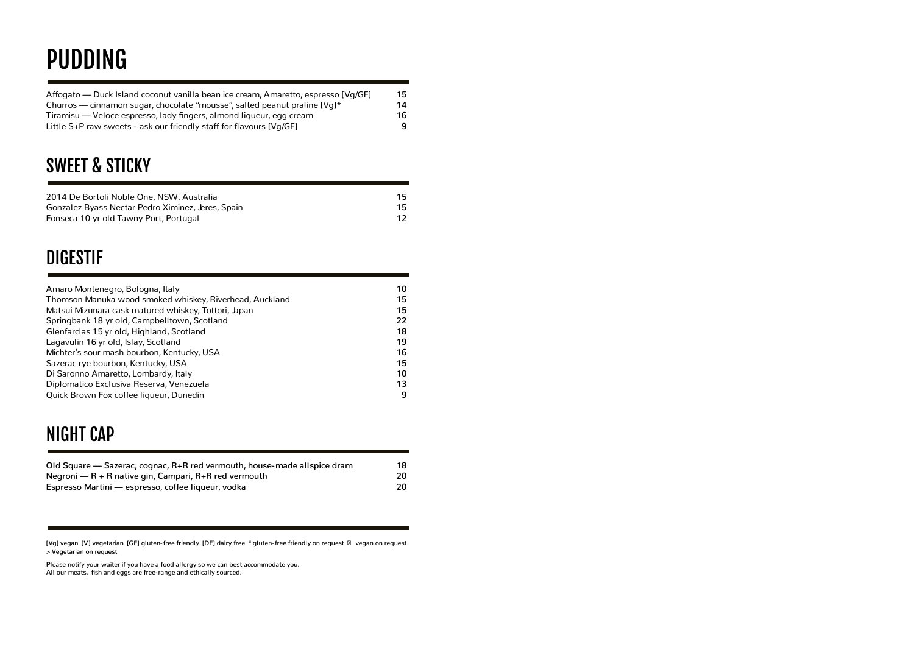# PUDDING

| | |
|---|---|
| Affogato — Duck Island coconut vanilla bean ice cream, Amaretto, espresso [Vg/GF] | 15 |
| Churros — cinnamon sugar, chocolate "mousse", salted peanut praline [Vg]* | 14 |
| Tiramisu — Veloce espresso, lady fingers, almond liqueur, egg cream | 16 |
| Little S+P raw sweets - ask our friendly staff for flavours [Vg/GF] | 9 |

# SWEET & STICKY

| | |
|---|---|
| 2014 De Bortoli Noble One, NSW, Australia | 15 |
| Gonzalez Byass Nectar Pedro Ximinez, Jeres, Spain | 15 |
| Fonseca 10 yr old Tawny Port, Portugal | 12 |

# DIGESTIF

| | |
|---|---|
| Amaro Montenegro, Bologna, Italy | 10 |
| Thomson Manuka wood smoked whiskey, Riverhead, Auckland | 15 |
| Matsui Mizunara cask matured whiskey, Tottori, Japan | 15 |
| Springbank 18 yr old, Campbelltown, Scotland | 22 |
| Glenfarclas 15 yr old, Highland, Scotland | 18 |
| Lagavulin 16 yr old, Islay, Scotland | 19 |
| Michter's sour mash bourbon, Kentucky, USA | 16 |
| Sazerac rye bourbon, Kentucky, USA | 15 |
| Di Saronno Amaretto, Lombardy, Italy | 10 |
| Diplomatico Exclusiva Reserva, Venezuela | 13 |
| Quick Brown Fox coffee liqueur, Dunedin | 9 |

# NIGHT CAP

| | |
|---|---|
| Old Square — Sazerac, cognac, R+R red vermouth, house-made allspice dram | 18 |
| Negroni — R + R native gin, Campari, R+R red vermouth | 20 |
| Espresso Martini — espresso, coffee liqueur, vodka | 20 |

[Vg] vegan [V] vegetarian [GF] gluten-free friendly [DF] dairy free * gluten-free friendly on request ⁂ vegan on request
> Vegetarian on request

Please notify your waiter if you have a food allergy so we can best accommodate you.
All our meats, fish and eggs are free-range and ethically sourced.